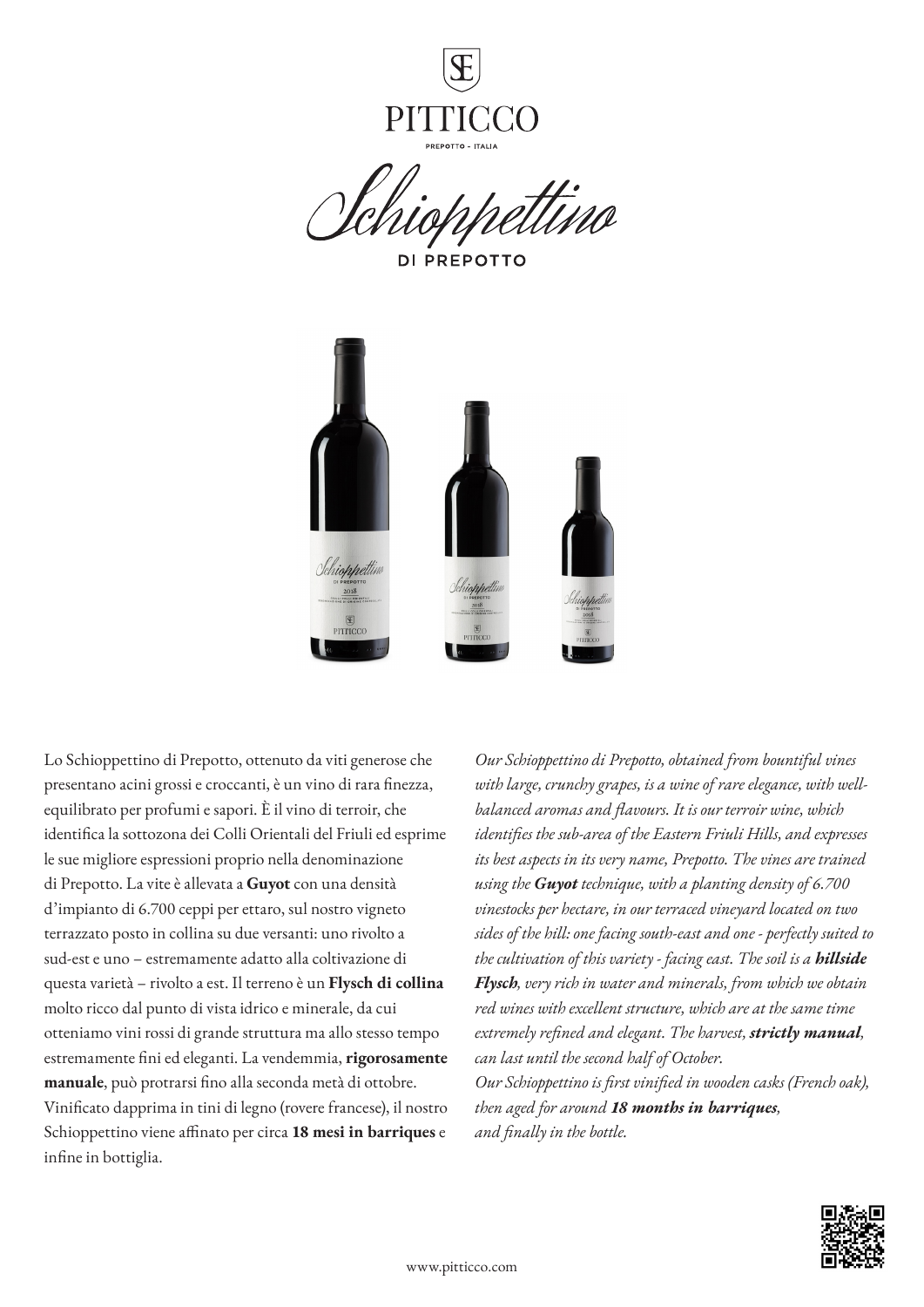# PITTICCO

PREPOTTO - ITALIA

## Schioppettino

DI PREPOTTO

Lo Schioppettino di Prepotto, ottenuto da viti generose che presentano acini grossi e croccanti, è un vino di rara finezza, equilibrato per profumi e sapori. È il vino di terroir, che identifica la sottozona dei Colli Orientali del Friuli ed esprime le sue migliore espressioni proprio nella denominazione di Prepotto. La vite è allevata a **Guyot** con una densità d'impianto di 6.700 ceppi per ettaro, sul nostro vigneto terrazzato posto in collina su due versanti: uno rivolto a sud-est e uno – estremamente adatto alla coltivazione di questa varietà – rivolto a est. Il terreno è un **Flysch di collina** molto ricco dal punto di vista idrico e minerale, da cui otteniamo vini rossi di grande struttura ma allo stesso tempo estremamente fini ed eleganti. La vendemmia, **rigorosamente manuale**, può protrarsi fino alla seconda metà di ottobre. Vinificato dapprima in tini di legno (rovere francesi), il nostro Schioppettino viene affinato per circa **18 mesi in barriques** e infine in bottiglia.

*Our Schioppettino di Prepotto, obtained from bountiful vines with large, crunchy grapes, is a wine of rare elegance, with well-balanced aromas and flavours. It is our terroir wine, which identifies the sub-area of the Eastern Friuli Hills, and expresses its best aspects in its very name, Prepotto. The vines are trained using the **Guyot** technique, with a planting density of 6.700 vinestocks per hectare, in our terraced vineyard located on two sides of the hill: one facing south-east and one - perfectly suited to the cultivation of this variety - facing east. The soil is a **hillside Flysch**, very rich in water and minerals, from which we obtain red wines with excellent structure, which are at the same time extremely refined and elegant. The harvest, **strictly manual**, can last until the second half of October.*

*Our Schioppettino is first vinified in wooden casks (French oak), then aged for around **18 months in barriques**, and finally in the bottle.*

www.pitticco.com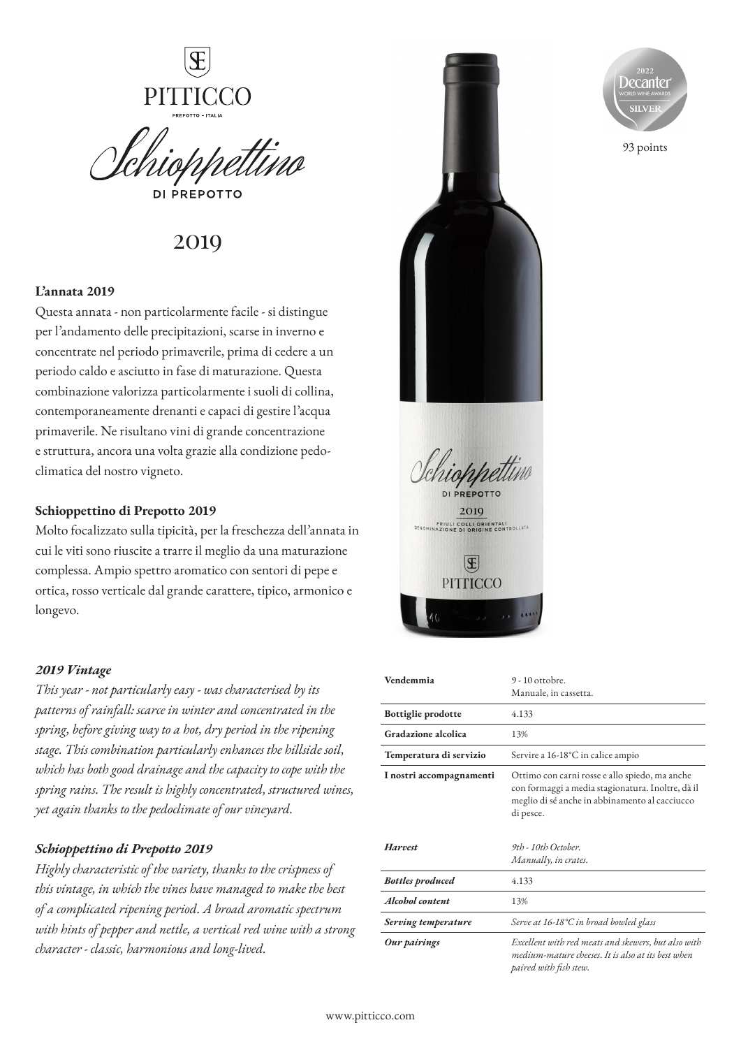PITTICCO

PREPOTTO - ITALIA

# Schioppettino

DI PREPOTTO

## 2019

2022 Decanter World Wine Awards SILVER

93 points

### L'annata 2019

Questa annata - non particolarmente facile - si distingue per l'andamento delle precipitazioni, scarse in inverno e concentrate nel periodo primaverile, prima di cedere a un periodo caldo e asciutto in fase di maturazione. Questa combinazione valorizza particolarmente i suoli di collina, contemporaneamente drenanti e capaci di gestire l'acqua primaverile. Ne risultano vini di grande concentrazione e struttura, ancora una volta grazie alla condizione pedo-climatica del nostro vigneto.

### Schioppettino di Prepotto 2019

Molto focalizzato sulla tipicità, per la freschezza dell'annata in cui le viti sono riuscite a trarre il meglio da una maturazione complessa. Ampio spettro aromatico con sentori di pepe e ortica, rosso verticale dal grande carattere, tipico, armonico e longevo.

### *2019 Vintage*

*This year - not particularly easy - was characterised by its patterns of rainfall: scarce in winter and concentrated in the spring, before giving way to a hot, dry period in the ripening stage. This combination particularly enhances the hillside soil, which has both good drainage and the capacity to cope with the spring rains. The result is highly concentrated, structured wines, yet again thanks to the pedoclimate of our vineyard.*

### *Schioppettino di Prepotto 2019*

*Highly characteristic of the variety, thanks to the crispness of this vintage, in which the vines have managed to make the best of a complicated ripening period. A broad aromatic spectrum with hints of pepper and nettle, a vertical red wine with a strong character - classic, harmonious and long-lived.*

| | |
|---|---|
| **Vendemmia** | 9 - 10 ottobre. Manuale, in cassetta. |
| **Bottiglie prodotte** | 4.133 |
| **Gradazione alcolica** | 13% |
| **Temperatura di servizio** | Servire a 16-18°C in calice ampio |
| **I nostri accompagnamenti** | Ottimo con carni rosse e allo spiedo, ma anche con formaggi a media stagionatura. Inoltre, dà il meglio di sé anche in abbinamento al cacciucco di pesce. |

| | |
|---|---|
| ***Harvest*** | *9th - 10th October. Manually, in crates.* |
| ***Bottles produced*** | 4.133 |
| ***Alcohol content*** | 13% |
| ***Serving temperature*** | *Serve at 16-18°C in broad bowled glass* |
| ***Our pairings*** | *Excellent with red meats and skewers, but also with medium-mature cheeses. It is also at its best when paired with fish stew.* |

www.pitticco.com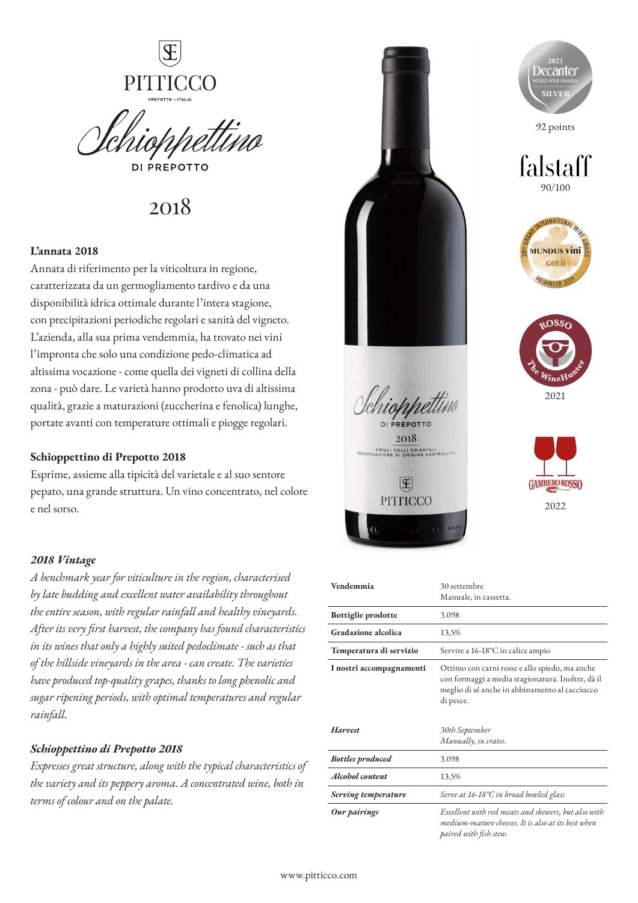PITTICCO

PREPOTTO - ITALIA

# Schioppettino

DI PREPOTTO

2018

### L'annata 2018

Annata di riferimento per la viticoltura in regione, caratterizzata da un germogliamento tardivo e da una disponibilità idrica ottimale durante l'intera stagione, con precipitazioni periodiche regolari e sanità del vigneto. L'azienda, alla sua prima vendemmia, ha trovato nei vini l'impronta che solo una condizione pedo-climatica ad altissima vocazione - come quella dei vigneti di collina della zona - può dare. Le varietà hanno prodotto uva di altissima qualità, grazie a maturazioni (zuccherina e fenolica) lunghe, portate avanti con temperature ottimali e piogge regolari.

### Schioppettino di Prepotto 2018

Esprime, assieme alla tipicità del varietale e al suo sentore pepato, una grande struttura. Un vino concentrato, nel colore e nel sorso.

### *2018 Vintage*

*A benchmark year for viticulture in the region, characterised by late budding and excellent water availability throughout the entire season, with regular rainfall and healthy vineyards. After its very first harvest, the company has found characteristics in its wines that only a highly suited pedoclimate - such as that of the hillside vineyards in the area - can create. The varieties have produced top-quality grapes, thanks to long phenolic and sugar ripening periods, with optimal temperatures and regular rainfall.*

### *Schioppettino di Prepotto 2018*

*Expresses great structure, along with the typical characteristics of the variety and its peppery aroma. A concentrated wine, both in terms of colour and on the palate.*

2021 Decanter World Wine Awards Silver
92 points

falstaff
90/100

28th Grand International Wine Award Mundus vini Gold Meininger 2021

Rosso The WineHunter
2021

Gambero Rosso
2022

| | |
|---|---|
| **Vendemmia** | 30 settembre<br>Manuale, in cassetta. |
| **Bottiglie prodotte** | 3.098 |
| **Gradazione alcolica** | 13,5% |
| **Temperatura di servizio** | Servire a 16-18°C in calice ampio |
| **I nostri accompagnamenti** | Ottimo con carni rosse e allo spiedo, ma anche con formaggi a media stagionatura. Inoltre, dà il meglio di sé anche in abbinamento al cacciucco di pesce. |

| | |
|---|---|
| ***Harvest*** | *30th September*<br>*Manually, in crates.* |
| ***Bottles produced*** | 3.098 |
| ***Alcohol content*** | 13,5% |
| ***Serving temperature*** | *Serve at 16-18°C in broad bowled glass* |
| ***Our pairings*** | *Excellent with red meats and skewers, but also with medium-mature cheeses. It is also at its best when paired with fish stew.* |

www.pitticco.com